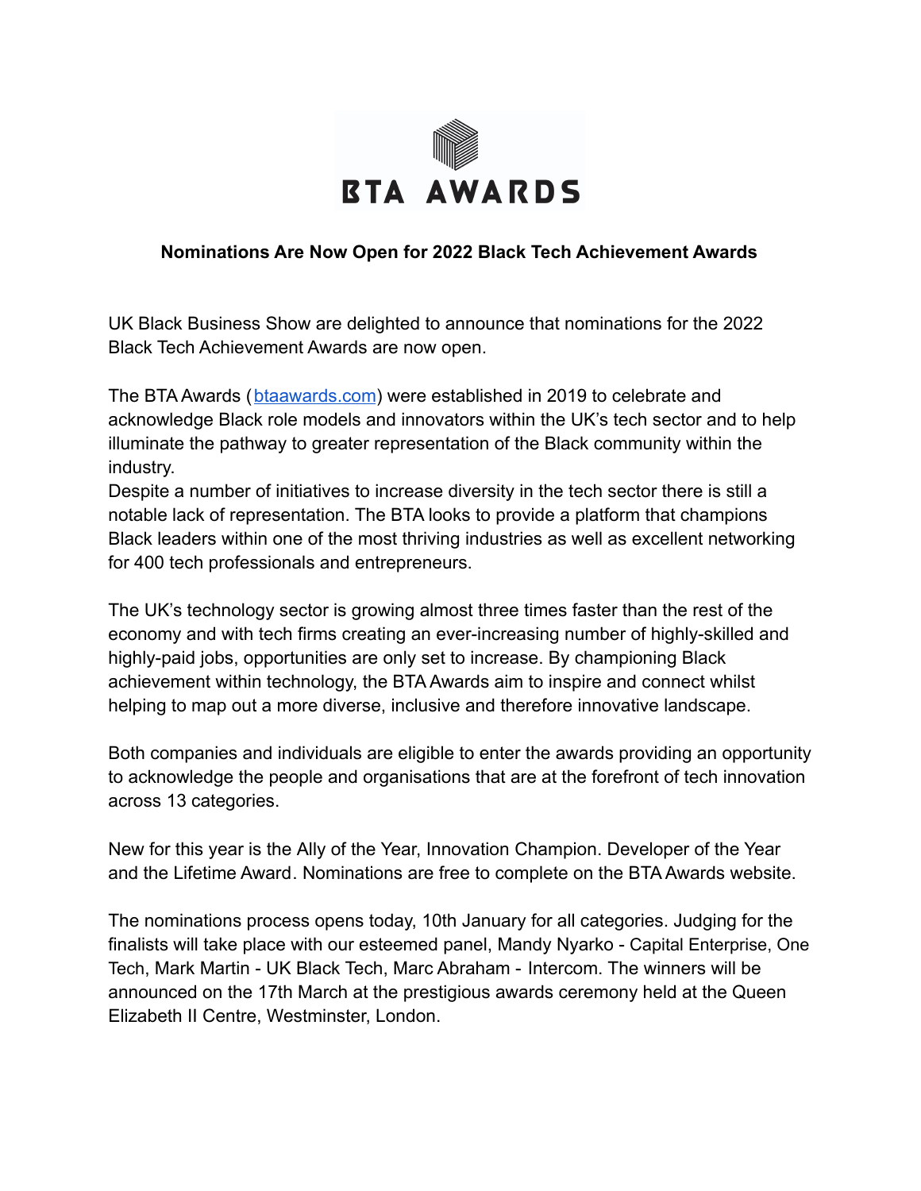BTA AWARDS

**Nominations Are Now Open for 2022 Black Tech Achievement Awards**

UK Black Business Show are delighted to announce that nominations for the 2022 Black Tech Achievement Awards are now open.

The BTA Awards (btaawards.com) were established in 2019 to celebrate and acknowledge Black role models and innovators within the UK's tech sector and to help illuminate the pathway to greater representation of the Black community within the industry.
Despite a number of initiatives to increase diversity in the tech sector there is still a notable lack of representation. The BTA looks to provide a platform that champions Black leaders within one of the most thriving industries as well as excellent networking for 400 tech professionals and entrepreneurs.

The UK's technology sector is growing almost three times faster than the rest of the economy and with tech firms creating an ever-increasing number of highly-skilled and highly-paid jobs, opportunities are only set to increase. By championing Black achievement within technology, the BTA Awards aim to inspire and connect whilst helping to map out a more diverse, inclusive and therefore innovative landscape.

Both companies and individuals are eligible to enter the awards providing an opportunity to acknowledge the people and organisations that are at the forefront of tech innovation across 13 categories.

New for this year is the Ally of the Year, Innovation Champion. Developer of the Year and the Lifetime Award. Nominations are free to complete on the BTA Awards website.

The nominations process opens today, 10th January for all categories. Judging for the finalists will take place with our esteemed panel, Mandy Nyarko - Capital Enterprise, One Tech, Mark Martin - UK Black Tech, Marc Abraham - Intercom. The winners will be announced on the 17th March at the prestigious awards ceremony held at the Queen Elizabeth II Centre, Westminster, London.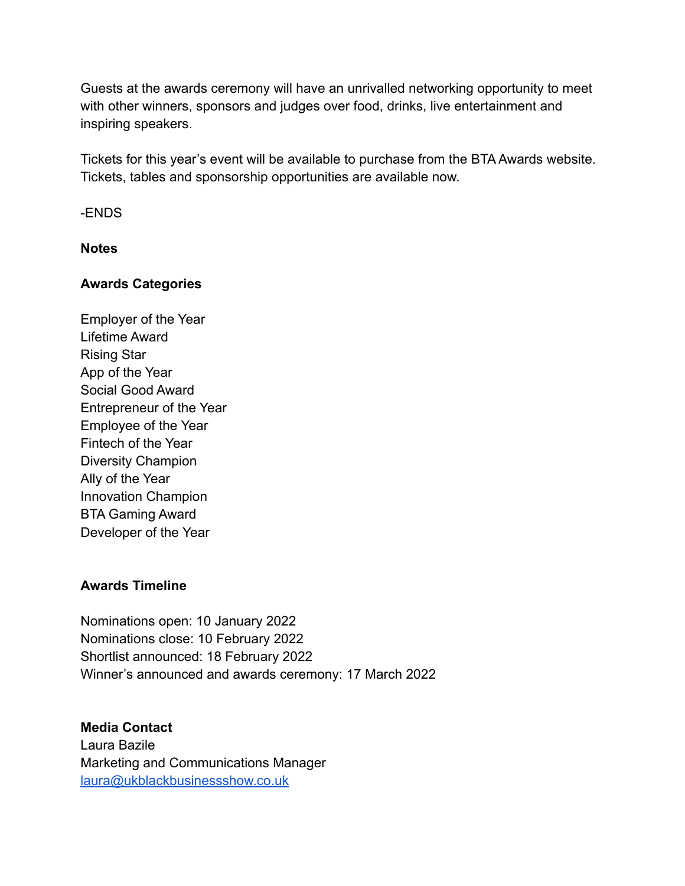Guests at the awards ceremony will have an unrivalled networking opportunity to meet with other winners, sponsors and judges over food, drinks, live entertainment and inspiring speakers.

Tickets for this year's event will be available to purchase from the BTA Awards website. Tickets, tables and sponsorship opportunities are available now.

-ENDS

**Notes**

**Awards Categories**

Employer of the Year
Lifetime Award
Rising Star
App of the Year
Social Good Award
Entrepreneur of the Year
Employee of the Year
Fintech of the Year
Diversity Champion
Ally of the Year
Innovation Champion
BTA Gaming Award
Developer of the Year

**Awards Timeline**

Nominations open: 10 January 2022
Nominations close: 10 February 2022
Shortlist announced: 18 February 2022
Winner's announced and awards ceremony: 17 March 2022

**Media Contact**
Laura Bazile
Marketing and Communications Manager
laura@ukblackbusinessshow.co.uk